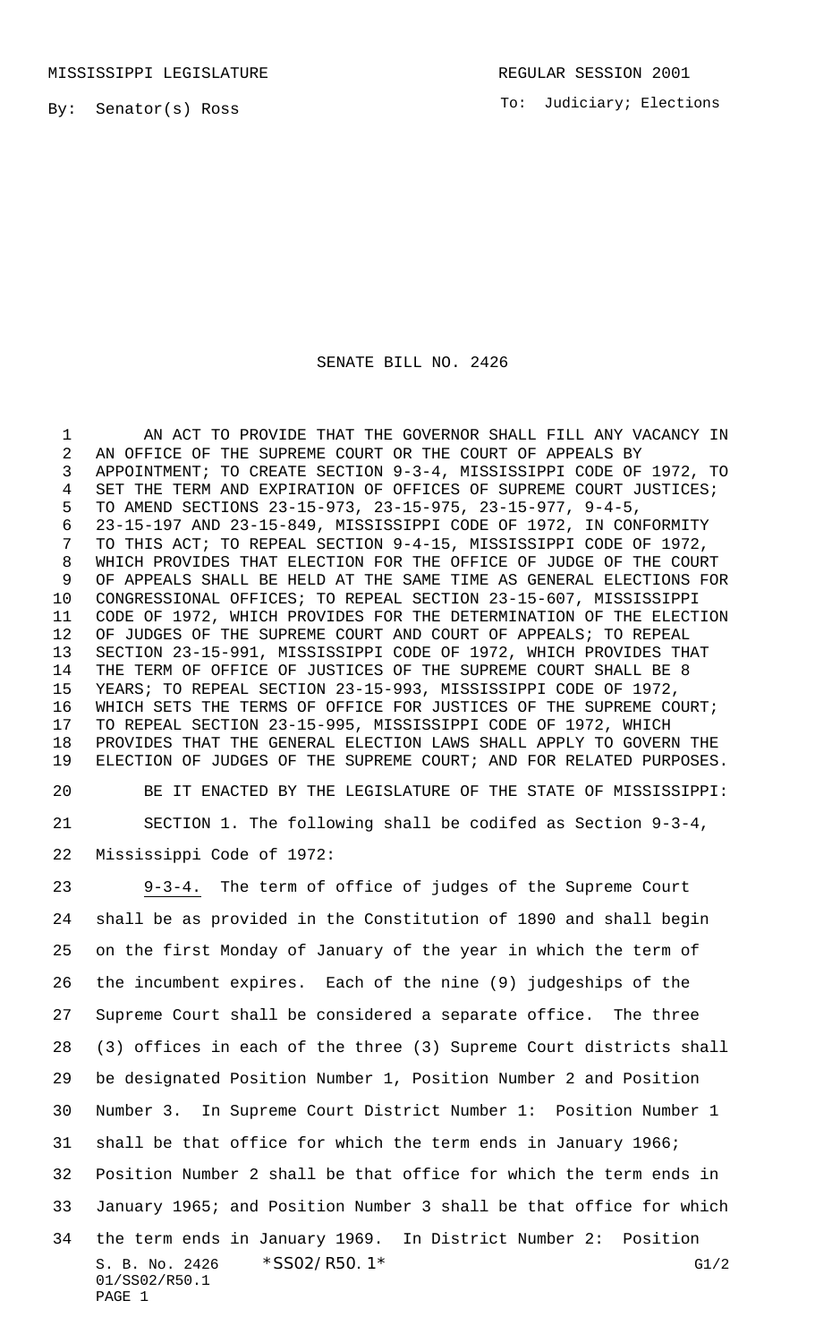MISSISSIPPI LEGISLATURE REGULAR SESSION 2001

By: Senator(s) Ross

To: Judiciary; Elections

# SENATE BILL NO. 2426

AN ACT TO PROVIDE THAT THE GOVERNOR SHALL FILL ANY VACANCY IN AN OFFICE OF THE SUPREME COURT OR THE COURT OF APPEALS BY APPOINTMENT; TO CREATE SECTION 9-3-4, MISSISSIPPI CODE OF 1972, TO SET THE TERM AND EXPIRATION OF OFFICES OF SUPREME COURT JUSTICES; TO AMEND SECTIONS 23-15-973, 23-15-975, 23-15-977, 9-4-5, 23-15-197 AND 23-15-849, MISSISSIPPI CODE OF 1972, IN CONFORMITY TO THIS ACT; TO REPEAL SECTION 9-4-15, MISSISSIPPI CODE OF 1972, WHICH PROVIDES THAT ELECTION FOR THE OFFICE OF JUDGE OF THE COURT OF APPEALS SHALL BE HELD AT THE SAME TIME AS GENERAL ELECTIONS FOR CONGRESSIONAL OFFICES; TO REPEAL SECTION 23-15-607, MISSISSIPPI CODE OF 1972, WHICH PROVIDES FOR THE DETERMINATION OF THE ELECTION OF JUDGES OF THE SUPREME COURT AND COURT OF APPEALS; TO REPEAL SECTION 23-15-991, MISSISSIPPI CODE OF 1972, WHICH PROVIDES THAT THE TERM OF OFFICE OF JUSTICES OF THE SUPREME COURT SHALL BE 8 YEARS; TO REPEAL SECTION 23-15-993, MISSISSIPPI CODE OF 1972, WHICH SETS THE TERMS OF OFFICE FOR JUSTICES OF THE SUPREME COURT; TO REPEAL SECTION 23-15-995, MISSISSIPPI CODE OF 1972, WHICH PROVIDES THAT THE GENERAL ELECTION LAWS SHALL APPLY TO GOVERN THE ELECTION OF JUDGES OF THE SUPREME COURT; AND FOR RELATED PURPOSES.

BE IT ENACTED BY THE LEGISLATURE OF THE STATE OF MISSISSIPPI:

SECTION 1. The following shall be codifed as Section 9-3-4, Mississippi Code of 1972:

9-3-4. The term of office of judges of the Supreme Court shall be as provided in the Constitution of 1890 and shall begin on the first Monday of January of the year in which the term of the incumbent expires. Each of the nine (9) judgeships of the Supreme Court shall be considered a separate office. The three (3) offices in each of the three (3) Supreme Court districts shall be designated Position Number 1, Position Number 2 and Position Number 3. In Supreme Court District Number 1: Position Number 1 shall be that office for which the term ends in January 1966; Position Number 2 shall be that office for which the term ends in January 1965; and Position Number 3 shall be that office for which the term ends in January 1969. In District Number 2: Position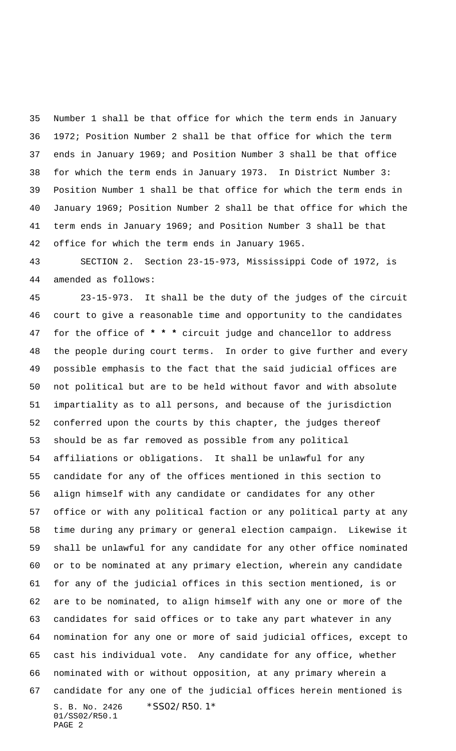Number 1 shall be that office for which the term ends in January 1972; Position Number 2 shall be that office for which the term ends in January 1969; and Position Number 3 shall be that office for which the term ends in January 1973. In District Number 3: Position Number 1 shall be that office for which the term ends in January 1969; Position Number 2 shall be that office for which the term ends in January 1969; and Position Number 3 shall be that office for which the term ends in January 1965.

SECTION 2. Section 23-15-973, Mississippi Code of 1972, is amended as follows:

23-15-973. It shall be the duty of the judges of the circuit court to give a reasonable time and opportunity to the candidates for the office of * * * circuit judge and chancellor to address the people during court terms. In order to give further and every possible emphasis to the fact that the said judicial offices are not political but are to be held without favor and with absolute impartiality as to all persons, and because of the jurisdiction conferred upon the courts by this chapter, the judges thereof should be as far removed as possible from any political affiliations or obligations. It shall be unlawful for any candidate for any of the offices mentioned in this section to align himself with any candidate or candidates for any other office or with any political faction or any political party at any time during any primary or general election campaign. Likewise it shall be unlawful for any candidate for any other office nominated or to be nominated at any primary election, wherein any candidate for any of the judicial offices in this section mentioned, is or are to be nominated, to align himself with any one or more of the candidates for said offices or to take any part whatever in any nomination for any one or more of said judicial offices, except to cast his individual vote. Any candidate for any office, whether nominated with or without opposition, at any primary wherein a candidate for any one of the judicial offices herein mentioned is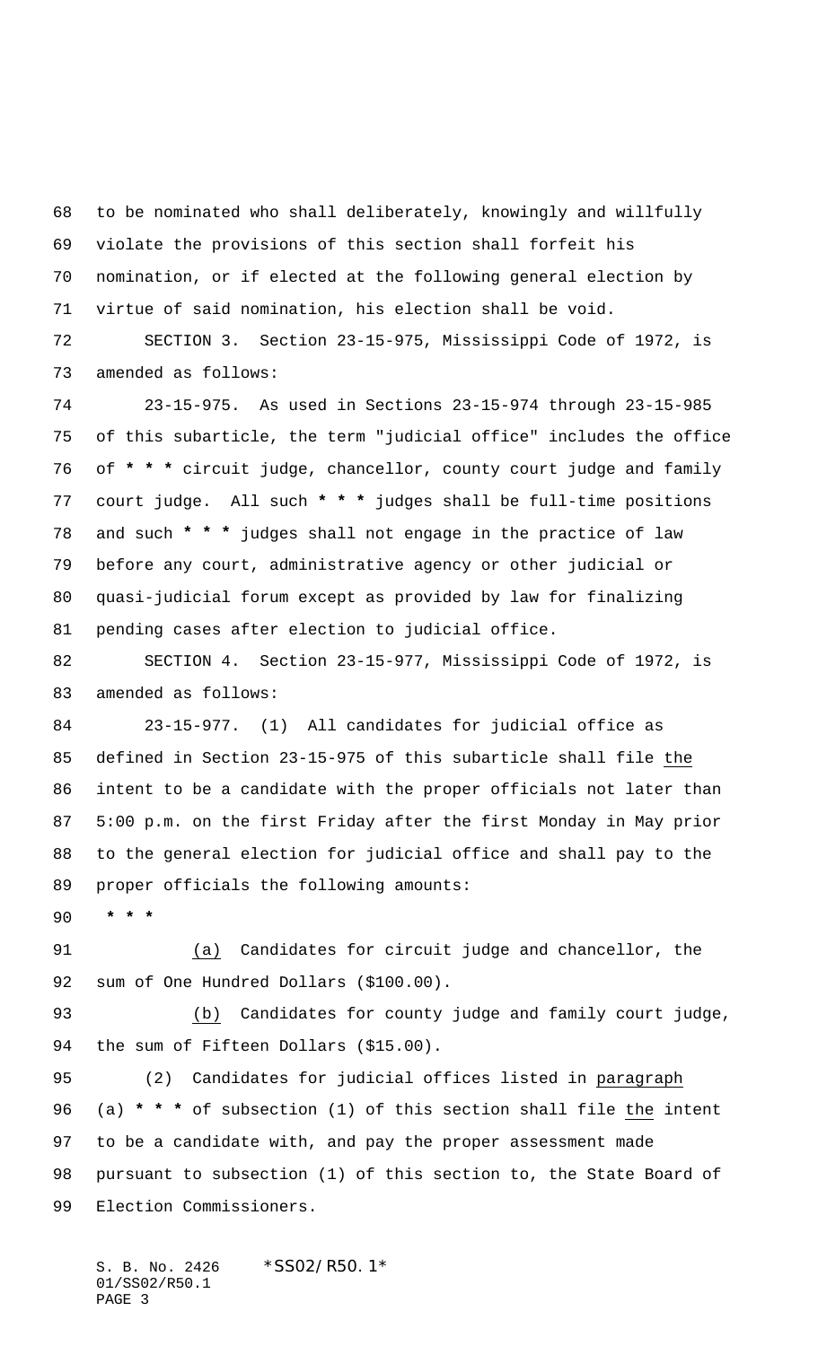to be nominated who shall deliberately, knowingly and willfully violate the provisions of this section shall forfeit his nomination, or if elected at the following general election by virtue of said nomination, his election shall be void.

SECTION 3. Section 23-15-975, Mississippi Code of 1972, is amended as follows:

23-15-975. As used in Sections 23-15-974 through 23-15-985 of this subarticle, the term "judicial office" includes the office of **\* \* \*** circuit judge, chancellor, county court judge and family court judge. All such **\* \* \*** judges shall be full-time positions and such **\* \* \*** judges shall not engage in the practice of law before any court, administrative agency or other judicial or quasi-judicial forum except as provided by law for finalizing pending cases after election to judicial office.

SECTION 4. Section 23-15-977, Mississippi Code of 1972, is amended as follows:

23-15-977. (1) All candidates for judicial office as defined in Section 23-15-975 of this subarticle shall file <u>the</u> intent to be a candidate with the proper officials not later than 5:00 p.m. on the first Friday after the first Monday in May prior to the general election for judicial office and shall pay to the proper officials the following amounts:

**\* \* \***

<u>(a)</u> Candidates for circuit judge and chancellor, the sum of One Hundred Dollars ($100.00).

<u>(b)</u> Candidates for county judge and family court judge, the sum of Fifteen Dollars ($15.00).

(2) Candidates for judicial offices listed in <u>paragraph</u> (a) **\* \* \*** of subsection (1) of this section shall file <u>the</u> intent to be a candidate with, and pay the proper assessment made pursuant to subsection (1) of this section to, the State Board of Election Commissioners.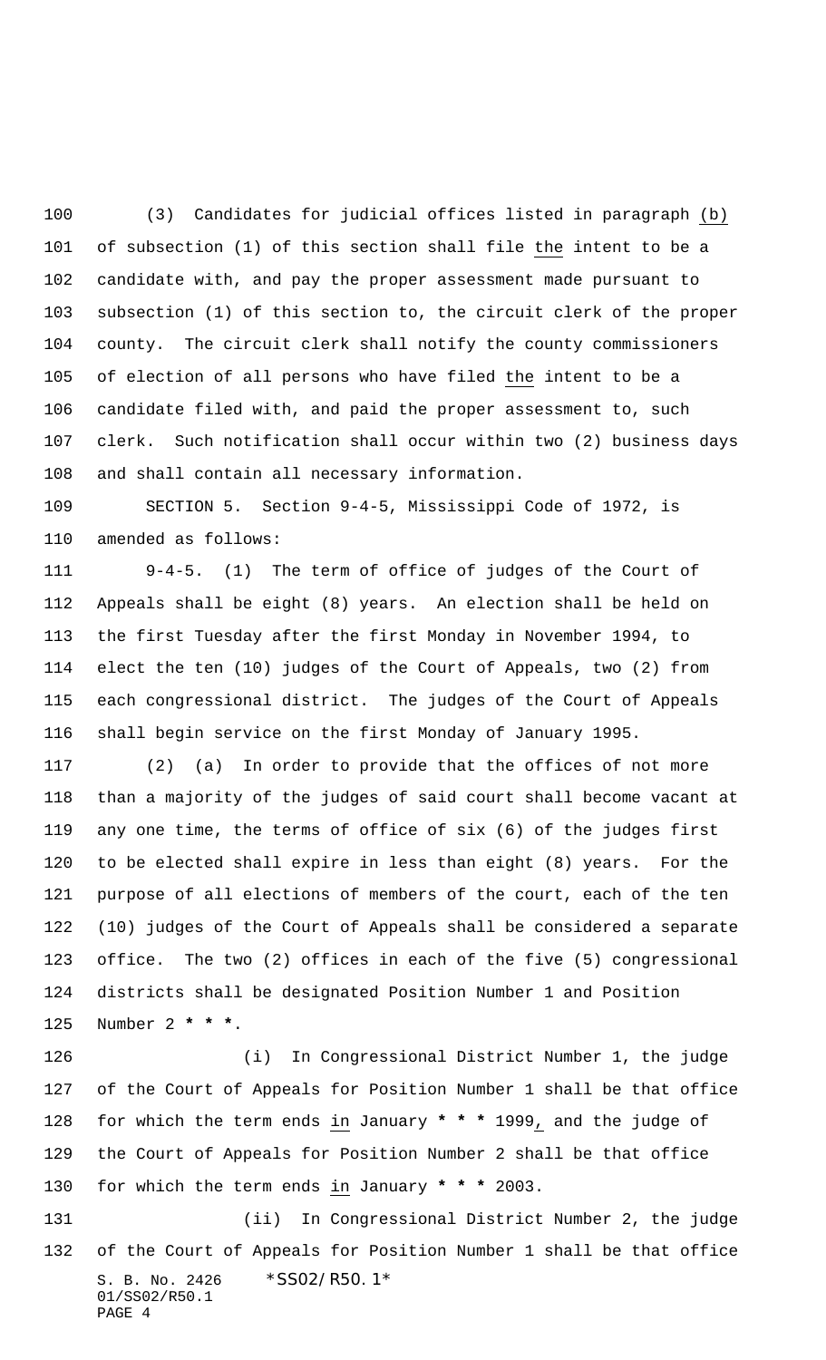(3) Candidates for judicial offices listed in paragraph (b) of subsection (1) of this section shall file the intent to be a candidate with, and pay the proper assessment made pursuant to subsection (1) of this section to, the circuit clerk of the proper county. The circuit clerk shall notify the county commissioners of election of all persons who have filed the intent to be a candidate filed with, and paid the proper assessment to, such clerk. Such notification shall occur within two (2) business days and shall contain all necessary information.

SECTION 5. Section 9-4-5, Mississippi Code of 1972, is amended as follows:

9-4-5. (1) The term of office of judges of the Court of Appeals shall be eight (8) years. An election shall be held on the first Tuesday after the first Monday in November 1994, to elect the ten (10) judges of the Court of Appeals, two (2) from each congressional district. The judges of the Court of Appeals shall begin service on the first Monday of January 1995.

(2) (a) In order to provide that the offices of not more than a majority of the judges of said court shall become vacant at any one time, the terms of office of six (6) of the judges first to be elected shall expire in less than eight (8) years. For the purpose of all elections of members of the court, each of the ten (10) judges of the Court of Appeals shall be considered a separate office. The two (2) offices in each of the five (5) congressional districts shall be designated Position Number 1 and Position Number 2 **\* \* \***.

(i) In Congressional District Number 1, the judge of the Court of Appeals for Position Number 1 shall be that office for which the term ends in January **\* \* \*** 1999, and the judge of the Court of Appeals for Position Number 2 shall be that office for which the term ends in January **\* \* \*** 2003.

(ii) In Congressional District Number 2, the judge of the Court of Appeals for Position Number 1 shall be that office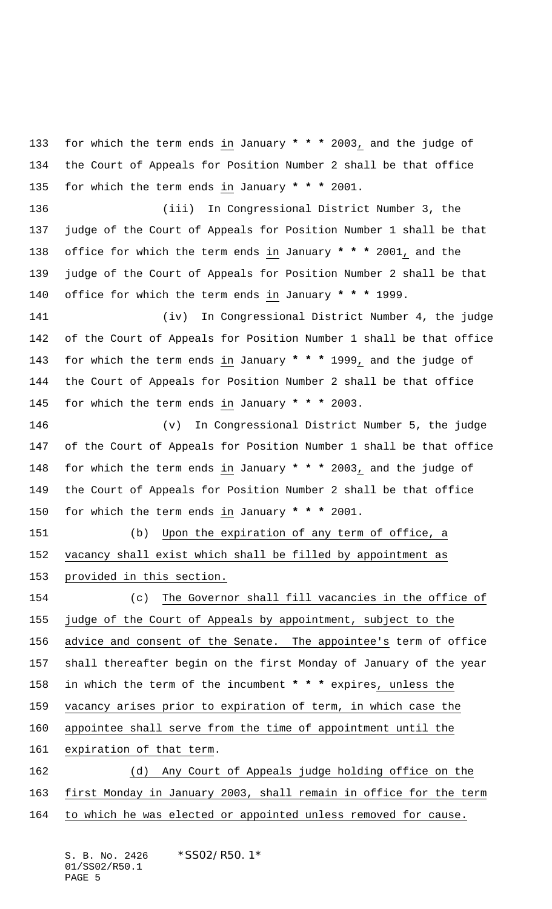for which the term ends in January * * * 2003, and the judge of the Court of Appeals for Position Number 2 shall be that office for which the term ends in January * * * 2001.

(iii) In Congressional District Number 3, the judge of the Court of Appeals for Position Number 1 shall be that office for which the term ends in January * * * 2001, and the judge of the Court of Appeals for Position Number 2 shall be that office for which the term ends in January * * * 1999.

(iv) In Congressional District Number 4, the judge of the Court of Appeals for Position Number 1 shall be that office for which the term ends in January * * * 1999, and the judge of the Court of Appeals for Position Number 2 shall be that office for which the term ends in January * * * 2003.

(v) In Congressional District Number 5, the judge of the Court of Appeals for Position Number 1 shall be that office for which the term ends in January * * * 2003, and the judge of the Court of Appeals for Position Number 2 shall be that office for which the term ends in January * * * 2001.

(b) Upon the expiration of any term of office, a vacancy shall exist which shall be filled by appointment as provided in this section.

(c) The Governor shall fill vacancies in the office of judge of the Court of Appeals by appointment, subject to the advice and consent of the Senate. The appointee's term of office shall thereafter begin on the first Monday of January of the year in which the term of the incumbent * * * expires, unless the vacancy arises prior to expiration of term, in which case the appointee shall serve from the time of appointment until the expiration of that term.

(d) Any Court of Appeals judge holding office on the first Monday in January 2003, shall remain in office for the term to which he was elected or appointed unless removed for cause.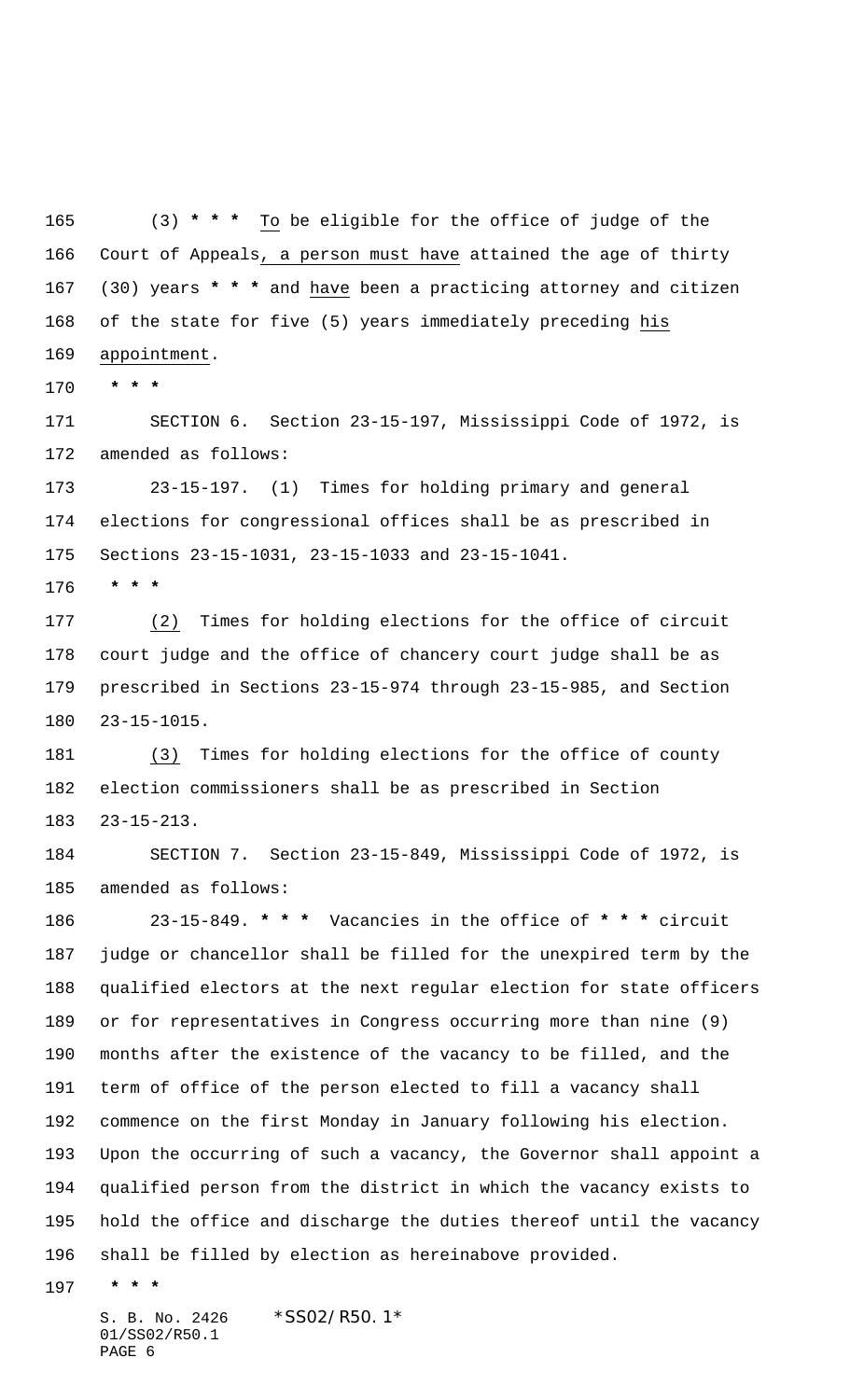(3) * * * To be eligible for the office of judge of the Court of Appeals, a person must have attained the age of thirty (30) years * * * and have been a practicing attorney and citizen of the state for five (5) years immediately preceding his appointment.

* * *

SECTION 6. Section 23-15-197, Mississippi Code of 1972, is amended as follows:

23-15-197. (1) Times for holding primary and general elections for congressional offices shall be as prescribed in Sections 23-15-1031, 23-15-1033 and 23-15-1041.

* * *

(2) Times for holding elections for the office of circuit court judge and the office of chancery court judge shall be as prescribed in Sections 23-15-974 through 23-15-985, and Section 23-15-1015.

(3) Times for holding elections for the office of county election commissioners shall be as prescribed in Section 23-15-213.

SECTION 7. Section 23-15-849, Mississippi Code of 1972, is amended as follows:

23-15-849. * * * Vacancies in the office of * * * circuit judge or chancellor shall be filled for the unexpired term by the qualified electors at the next regular election for state officers or for representatives in Congress occurring more than nine (9) months after the existence of the vacancy to be filled, and the term of office of the person elected to fill a vacancy shall commence on the first Monday in January following his election. Upon the occurring of such a vacancy, the Governor shall appoint a qualified person from the district in which the vacancy exists to hold the office and discharge the duties thereof until the vacancy shall be filled by election as hereinabove provided.

* * *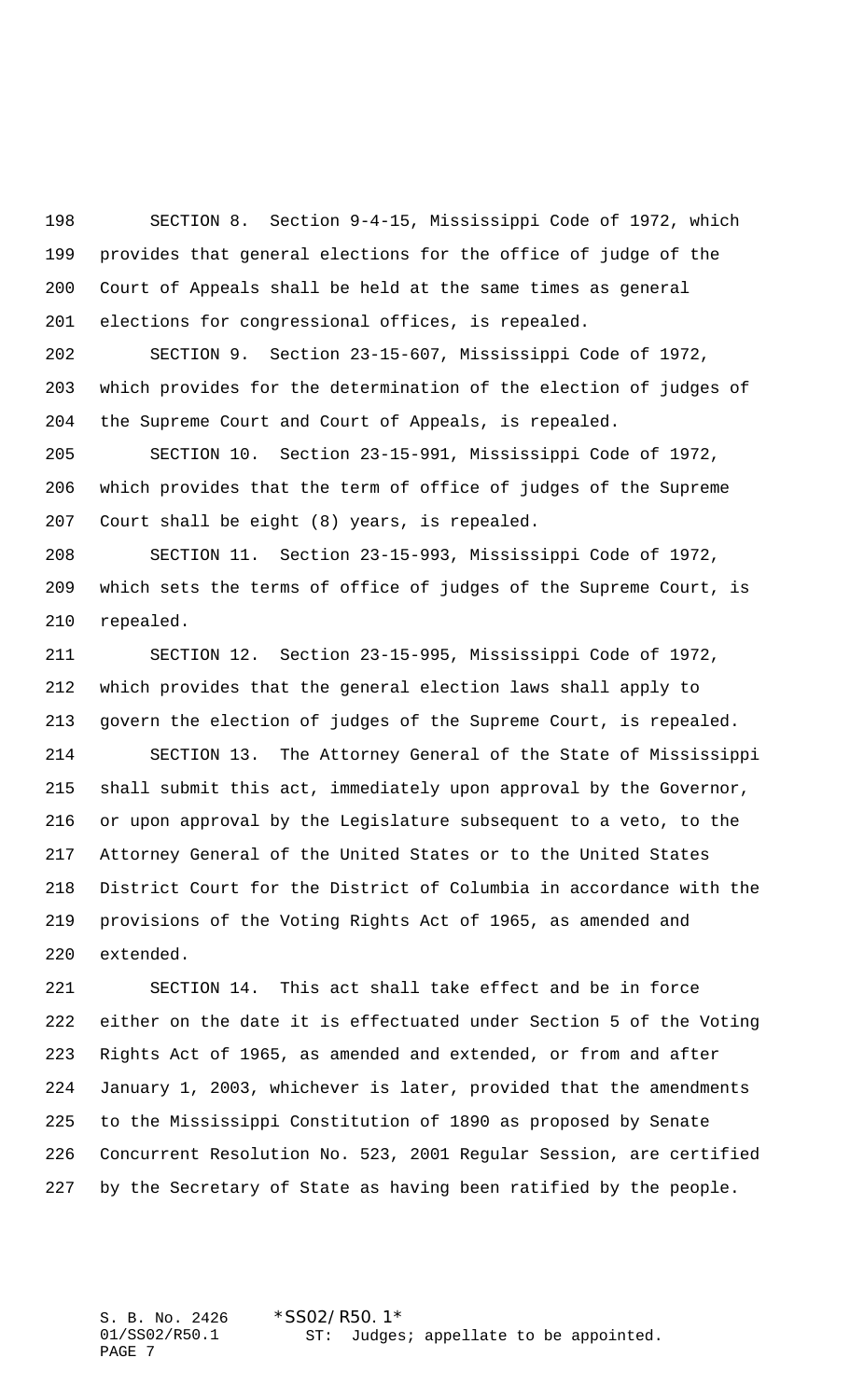SECTION 8. Section 9-4-15, Mississippi Code of 1972, which provides that general elections for the office of judge of the Court of Appeals shall be held at the same times as general elections for congressional offices, is repealed.

SECTION 9. Section 23-15-607, Mississippi Code of 1972, which provides for the determination of the election of judges of the Supreme Court and Court of Appeals, is repealed.

SECTION 10. Section 23-15-991, Mississippi Code of 1972, which provides that the term of office of judges of the Supreme Court shall be eight (8) years, is repealed.

SECTION 11. Section 23-15-993, Mississippi Code of 1972, which sets the terms of office of judges of the Supreme Court, is repealed.

SECTION 12. Section 23-15-995, Mississippi Code of 1972, which provides that the general election laws shall apply to govern the election of judges of the Supreme Court, is repealed.

SECTION 13. The Attorney General of the State of Mississippi shall submit this act, immediately upon approval by the Governor, or upon approval by the Legislature subsequent to a veto, to the Attorney General of the United States or to the United States District Court for the District of Columbia in accordance with the provisions of the Voting Rights Act of 1965, as amended and extended.

SECTION 14. This act shall take effect and be in force either on the date it is effectuated under Section 5 of the Voting Rights Act of 1965, as amended and extended, or from and after January 1, 2003, whichever is later, provided that the amendments to the Mississippi Constitution of 1890 as proposed by Senate Concurrent Resolution No. 523, 2001 Regular Session, are certified by the Secretary of State as having been ratified by the people.